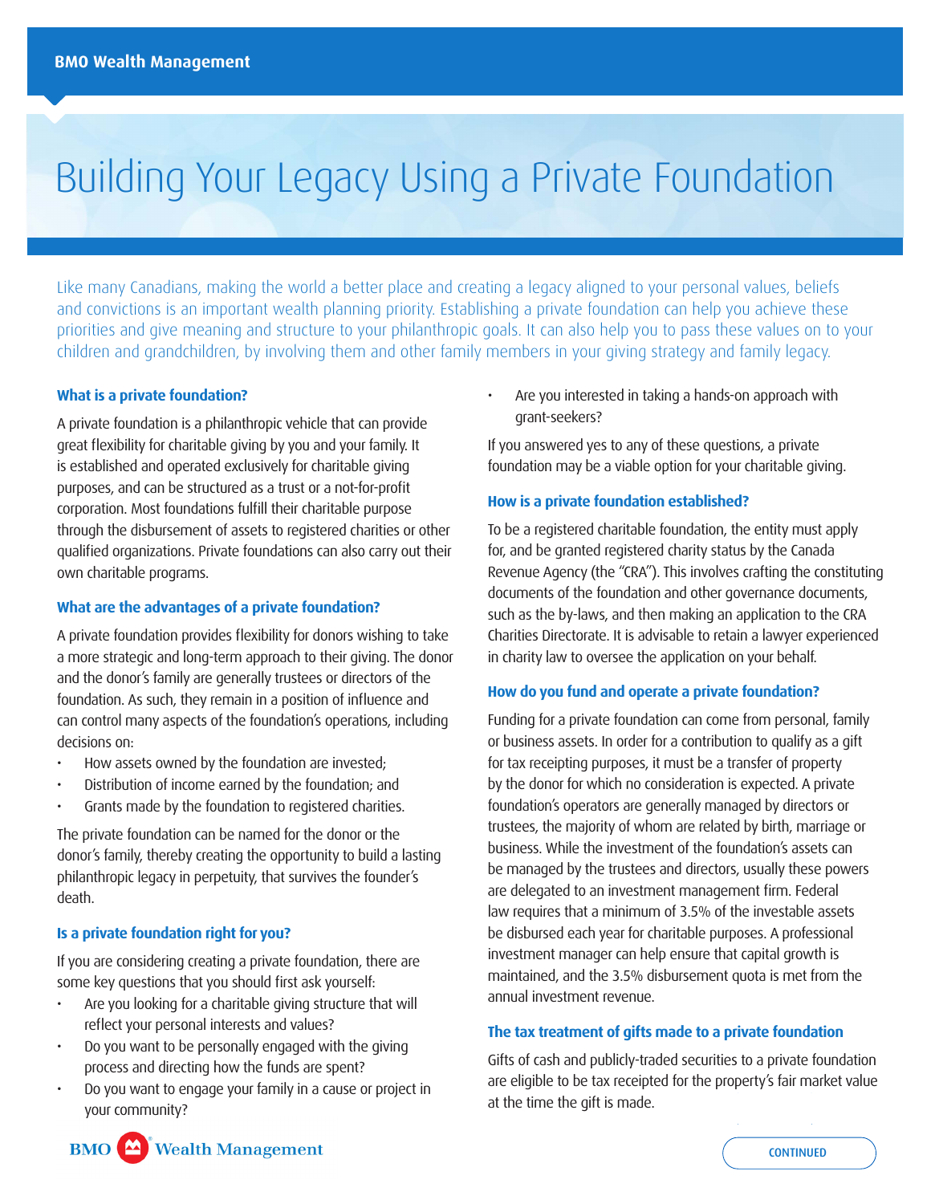# Building Your Legacy Using a Private Foundation

Like many Canadians, making the world a better place and creating a legacy aligned to your personal values, beliefs and convictions is an important wealth planning priority. Establishing a private foundation can help you achieve these priorities and give meaning and structure to your philanthropic goals. It can also help you to pass these values on to your children and grandchildren, by involving them and other family members in your giving strategy and family legacy.

### What is a private foundation?

A private foundation is a philanthropic vehicle that can provide great flexibility for charitable giving by you and your family. It is established and operated exclusively for charitable giving purposes, and can be structured as a trust or a not-for-profit corporation. Most foundations fulfill their charitable purpose through the disbursement of assets to registered charities or other qualified organizations. Private foundations can also carry out their own charitable programs.

### What are the advantages of a private foundation?

A private foundation provides flexibility for donors wishing to take a more strategic and long-term approach to their giving. The donor and the donor's family are generally trustees or directors of the foundation. As such, they remain in a position of influence and can control many aspects of the foundation's operations, including decisions on:

- How assets owned by the foundation are invested;
- Distribution of income earned by the foundation; and
- Grants made by the foundation to registered charities.

The private foundation can be named for the donor or the donor's family, thereby creating the opportunity to build a lasting philanthropic legacy in perpetuity, that survives the founder's death.

### Is a private foundation right for you?

If you are considering creating a private foundation, there are some key questions that you should first ask yourself:

- Are you looking for a charitable giving structure that will reflect your personal interests and values?
- Do you want to be personally engaged with the giving process and directing how the funds are spent?
- Do you want to engage your family in a cause or project in your community?
- Are you interested in taking a hands-on approach with grant-seekers?

If you answered yes to any of these questions, a private foundation may be a viable option for your charitable giving.

### How is a private foundation established?

To be a registered charitable foundation, the entity must apply for, and be granted registered charity status by the Canada Revenue Agency (the "CRA"). This involves crafting the constituting documents of the foundation and other governance documents, such as the by-laws, and then making an application to the CRA Charities Directorate. It is advisable to retain a lawyer experienced in charity law to oversee the application on your behalf.

### How do you fund and operate a private foundation?

Funding for a private foundation can come from personal, family or business assets. In order for a contribution to qualify as a gift for tax receipting purposes, it must be a transfer of property by the donor for which no consideration is expected. A private foundation's operators are generally managed by directors or trustees, the majority of whom are related by birth, marriage or business. While the investment of the foundation's assets can be managed by the trustees and directors, usually these powers are delegated to an investment management firm. Federal law requires that a minimum of 3.5% of the investable assets be disbursed each year for charitable purposes. A professional investment manager can help ensure that capital growth is maintained, and the 3.5% disbursement quota is met from the annual investment revenue.

### The tax treatment of gifts made to a private foundation

Gifts of cash and publicly-traded securities to a private foundation are eligible to be tax receipted for the property's fair market value at the time the gift is made.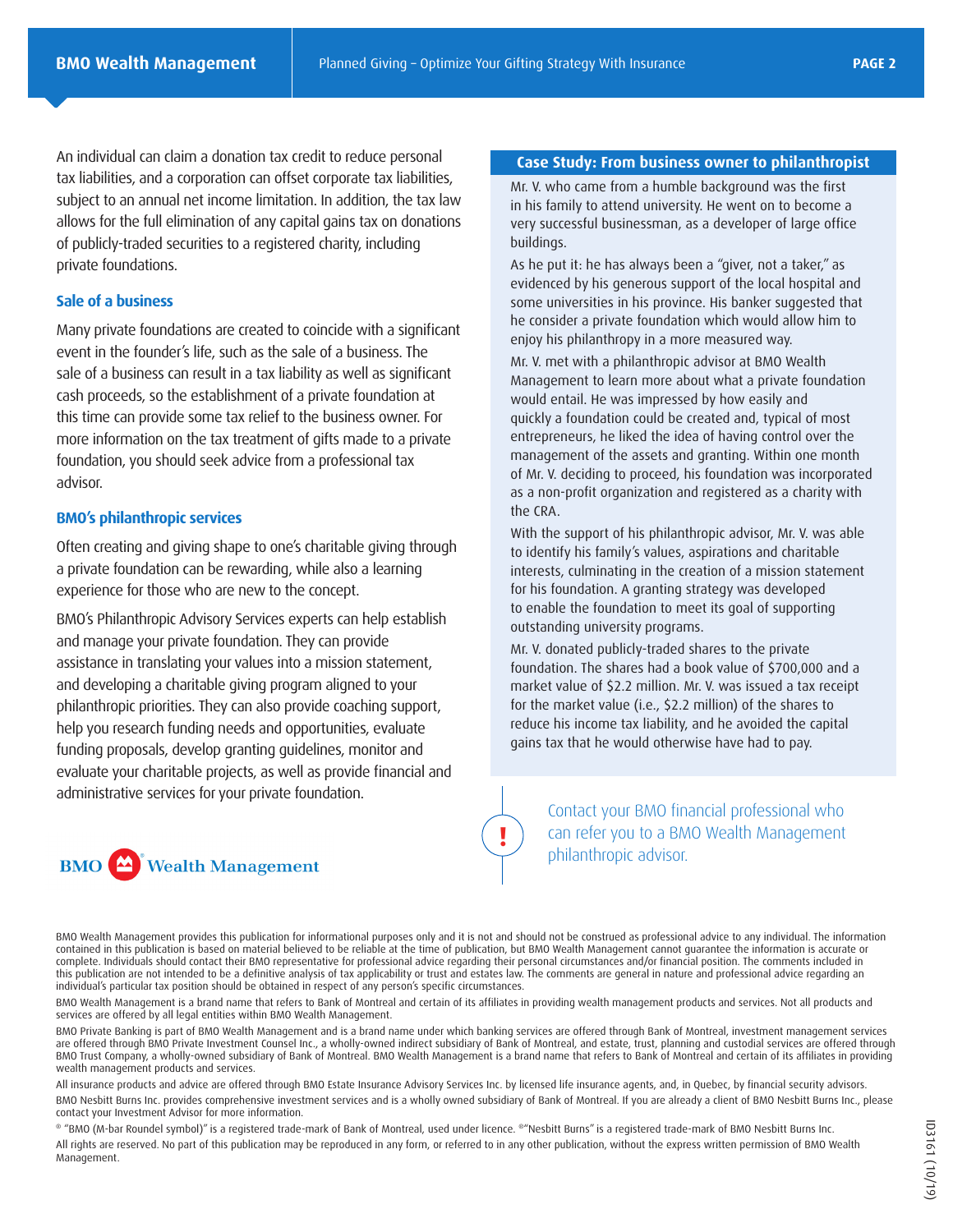An individual can claim a donation tax credit to reduce personal tax liabilities, and a corporation can offset corporate tax liabilities, subject to an annual net income limitation. In addition, the tax law allows for the full elimination of any capital gains tax on donations of publicly-traded securities to a registered charity, including private foundations.

### Sale of a business

Many private foundations are created to coincide with a significant event in the founder's life, such as the sale of a business. The sale of a business can result in a tax liability as well as significant cash proceeds, so the establishment of a private foundation at this time can provide some tax relief to the business owner. For more information on the tax treatment of gifts made to a private foundation, you should seek advice from a professional tax advisor.

### BMO's philanthropic services

Often creating and giving shape to one's charitable giving through a private foundation can be rewarding, while also a learning experience for those who are new to the concept.

BMO's Philanthropic Advisory Services experts can help establish and manage your private foundation. They can provide assistance in translating your values into a mission statement, and developing a charitable giving program aligned to your philanthropic priorities. They can also provide coaching support, help you research funding needs and opportunities, evaluate funding proposals, develop granting guidelines, monitor and evaluate your charitable projects, as well as provide financial and administrative services for your private foundation.

### Case Study: From business owner to philanthropist

Mr. V. who came from a humble background was the first in his family to attend university. He went on to become a very successful businessman, as a developer of large office buildings.

As he put it: he has always been a "giver, not a taker," as evidenced by his generous support of the local hospital and some universities in his province. His banker suggested that he consider a private foundation which would allow him to enjoy his philanthropy in a more measured way.

Mr. V. met with a philanthropic advisor at BMO Wealth Management to learn more about what a private foundation would entail. He was impressed by how easily and quickly a foundation could be created and, typical of most entrepreneurs, he liked the idea of having control over the management of the assets and granting. Within one month of Mr. V. deciding to proceed, his foundation was incorporated as a non-profit organization and registered as a charity with the CRA.

With the support of his philanthropic advisor, Mr. V. was able to identify his family's values, aspirations and charitable interests, culminating in the creation of a mission statement for his foundation. A granting strategy was developed to enable the foundation to meet its goal of supporting outstanding university programs.

Mr. V. donated publicly-traded shares to the private foundation. The shares had a book value of $700,000 and a market value of $2.2 million. Mr. V. was issued a tax receipt for the market value (i.e., $2.2 million) of the shares to reduce his income tax liability, and he avoided the capital gains tax that he would otherwise have had to pay.

Contact your BMO financial professional who can refer you to a BMO Wealth Management philanthropic advisor.

BMO Wealth Management

BMO Wealth Management provides this publication for informational purposes only and it is not and should not be construed as professional advice to any individual. The information contained in this publication is based on material believed to be reliable at the time of publication, but BMO Wealth Management cannot guarantee the information is accurate or complete. Individuals should contact their BMO representative for professional advice regarding their personal circumstances and/or financial position. The comments included in this publication are not intended to be a definitive analysis of tax applicability or trust and estates law. The comments are general in nature and professional advice regarding an individual's particular tax position should be obtained in respect of any person's specific circumstances.

BMO Wealth Management is a brand name that refers to Bank of Montreal and certain of its affiliates in providing wealth management products and services. Not all products and services are offered by all legal entities within BMO Wealth Management.

BMO Private Banking is part of BMO Wealth Management and is a brand name under which banking services are offered through Bank of Montreal, investment management services are offered through BMO Private Investment Counsel Inc., a wholly-owned indirect subsidiary of Bank of Montreal, and estate, trust, planning and custodial services are offered through BMO Trust Company, a wholly-owned subsidiary of Bank of Montreal. BMO Wealth Management is a brand name that refers to Bank of Montreal and certain of its affiliates in providing wealth management products and services.

All insurance products and advice are offered through BMO Estate Insurance Advisory Services Inc. by licensed life insurance agents, and, in Quebec, by financial security advisors.

BMO Nesbitt Burns Inc. provides comprehensive investment services and is a wholly owned subsidiary of Bank of Montreal. If you are already a client of BMO Nesbitt Burns Inc., please contact your Investment Advisor for more information.

® "BMO (M-bar Roundel symbol)" is a registered trade-mark of Bank of Montreal, used under licence. ® "Nesbitt Burns" is a registered trade-mark of BMO Nesbitt Burns Inc.

All rights are reserved. No part of this publication may be reproduced in any form, or referred to in any other publication, without the express written permission of BMO Wealth Management.

ID3161 (10/19)